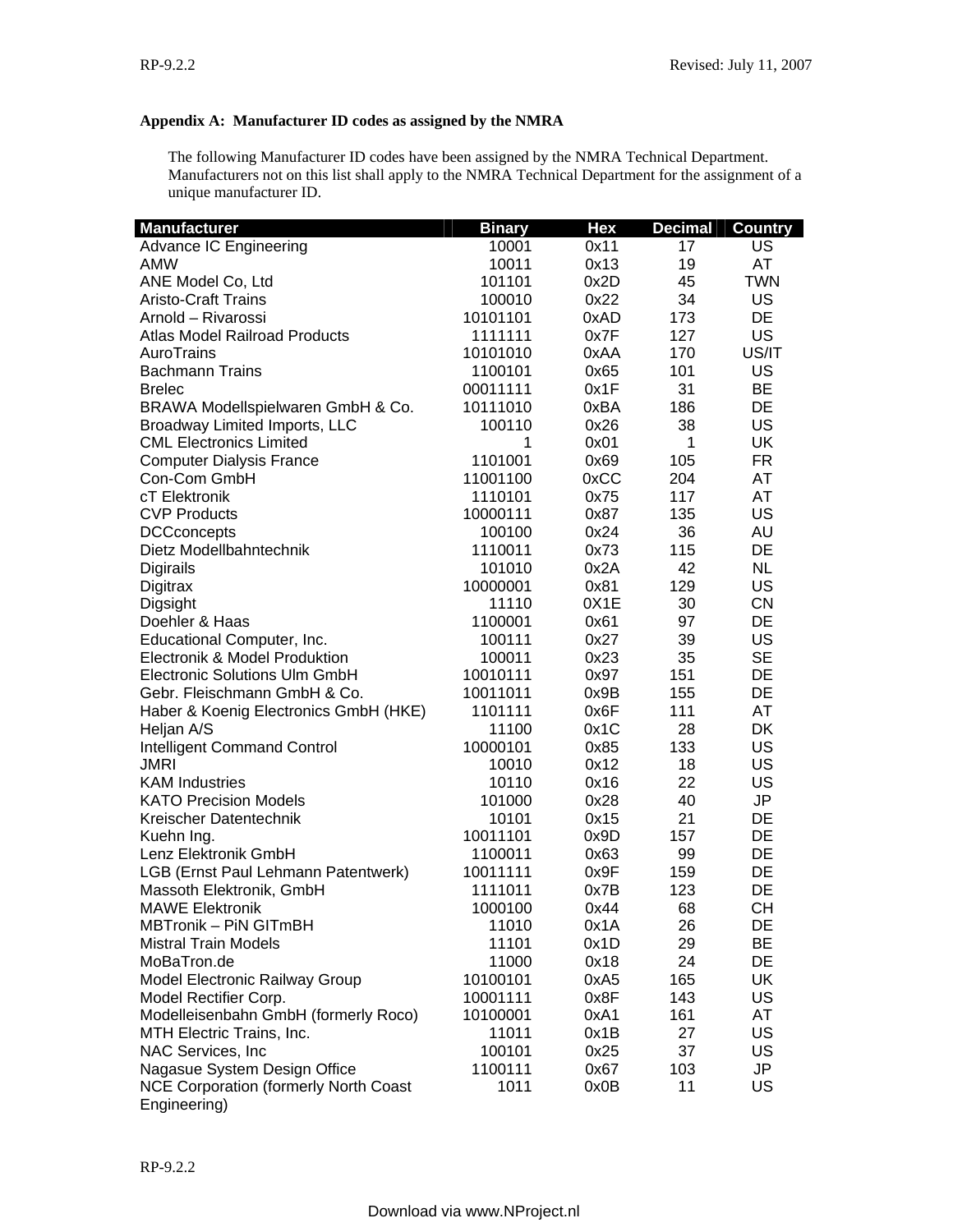**Appendix A: Manufacturer ID codes as assigned by the NMRA**

The following Manufacturer ID codes have been assigned by the NMRA Technical Department. Manufacturers not on this list shall apply to the NMRA Technical Department for the assignment of a unique manufacturer ID.

| Manufacturer | Binary | Hex | Decimal | Country |
|---|---|---|---|---|
| Advance IC Engineering | 10001 | 0x11 | 17 | US |
| AMW | 10011 | 0x13 | 19 | AT |
| ANE Model Co, Ltd | 101101 | 0x2D | 45 | TWN |
| Aristo-Craft Trains | 100010 | 0x22 | 34 | US |
| Arnold – Rivarossi | 10101101 | 0xAD | 173 | DE |
| Atlas Model Railroad Products | 1111111 | 0x7F | 127 | US |
| AuroTrains | 10101010 | 0xAA | 170 | US/IT |
| Bachmann Trains | 1100101 | 0x65 | 101 | US |
| Brelec | 00011111 | 0x1F | 31 | BE |
| BRAWA Modellspielwaren GmbH & Co. | 10111010 | 0xBA | 186 | DE |
| Broadway Limited Imports, LLC | 100110 | 0x26 | 38 | US |
| CML Electronics Limited | 1 | 0x01 | 1 | UK |
| Computer Dialysis France | 1101001 | 0x69 | 105 | FR |
| Con-Com GmbH | 11001100 | 0xCC | 204 | AT |
| cT Elektronik | 1110101 | 0x75 | 117 | AT |
| CVP Products | 10000111 | 0x87 | 135 | US |
| DCCconcepts | 100100 | 0x24 | 36 | AU |
| Dietz Modellbahntechnik | 1110011 | 0x73 | 115 | DE |
| Digirails | 101010 | 0x2A | 42 | NL |
| Digitrax | 10000001 | 0x81 | 129 | US |
| Digsight | 11110 | 0X1E | 30 | CN |
| Doehler & Haas | 1100001 | 0x61 | 97 | DE |
| Educational Computer, Inc. | 100111 | 0x27 | 39 | US |
| Electronik & Model Produktion | 100011 | 0x23 | 35 | SE |
| Electronic Solutions Ulm GmbH | 10010111 | 0x97 | 151 | DE |
| Gebr. Fleischmann GmbH & Co. | 10011011 | 0x9B | 155 | DE |
| Haber & Koenig Electronics GmbH (HKE) | 1101111 | 0x6F | 111 | AT |
| Heljan A/S | 11100 | 0x1C | 28 | DK |
| Intelligent Command Control | 10000101 | 0x85 | 133 | US |
| JMRI | 10010 | 0x12 | 18 | US |
| KAM Industries | 10110 | 0x16 | 22 | US |
| KATO Precision Models | 101000 | 0x28 | 40 | JP |
| Kreischer Datentechnik | 10101 | 0x15 | 21 | DE |
| Kuehn Ing. | 10011101 | 0x9D | 157 | DE |
| Lenz Elektronik GmbH | 1100011 | 0x63 | 99 | DE |
| LGB (Ernst Paul Lehmann Patentwerk) | 10011111 | 0x9F | 159 | DE |
| Massoth Elektronik, GmbH | 1111011 | 0x7B | 123 | DE |
| MAWE Elektronik | 1000100 | 0x44 | 68 | CH |
| MBTronik – PiN GITmBH | 11010 | 0x1A | 26 | DE |
| Mistral Train Models | 11101 | 0x1D | 29 | BE |
| MoBaTron.de | 11000 | 0x18 | 24 | DE |
| Model Electronic Railway Group | 10100101 | 0xA5 | 165 | UK |
| Model Rectifier Corp. | 10001111 | 0x8F | 143 | US |
| Modelleisenbahn GmbH (formerly Roco) | 10100001 | 0xA1 | 161 | AT |
| MTH Electric Trains, Inc. | 11011 | 0x1B | 27 | US |
| NAC Services, Inc | 100101 | 0x25 | 37 | US |
| Nagasue System Design Office | 1100111 | 0x67 | 103 | JP |
| NCE Corporation (formerly North Coast Engineering) | 1011 | 0x0B | 11 | US |

Download via www.NProject.nl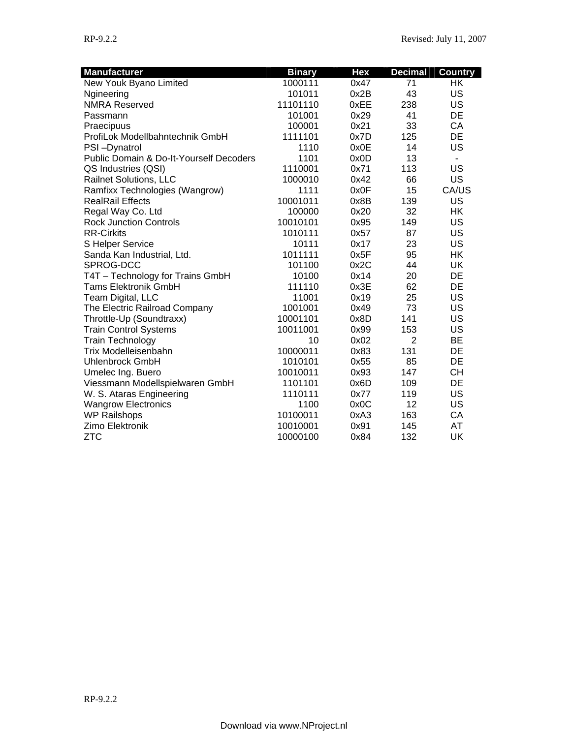| Manufacturer | Binary | Hex | Decimal | Country |
|---|---|---|---|---|
| New Youk Byano Limited | 1000111 | 0x47 | 71 | HK |
| Ngineering | 101011 | 0x2B | 43 | US |
| NMRA Reserved | 11101110 | 0xEE | 238 | US |
| Passmann | 101001 | 0x29 | 41 | DE |
| Praecipuus | 100001 | 0x21 | 33 | CA |
| ProfiLok Modellbahntechnik GmbH | 1111101 | 0x7D | 125 | DE |
| PSI –Dynatrol | 1110 | 0x0E | 14 | US |
| Public Domain & Do-It-Yourself Decoders | 1101 | 0x0D | 13 | - |
| QS Industries (QSI) | 1110001 | 0x71 | 113 | US |
| Railnet Solutions, LLC | 1000010 | 0x42 | 66 | US |
| Ramfixx Technologies (Wangrow) | 1111 | 0x0F | 15 | CA/US |
| RealRail Effects | 10001011 | 0x8B | 139 | US |
| Regal Way Co. Ltd | 100000 | 0x20 | 32 | HK |
| Rock Junction Controls | 10010101 | 0x95 | 149 | US |
| RR-Cirkits | 1010111 | 0x57 | 87 | US |
| S Helper Service | 10111 | 0x17 | 23 | US |
| Sanda Kan Industrial, Ltd. | 1011111 | 0x5F | 95 | HK |
| SPROG-DCC | 101100 | 0x2C | 44 | UK |
| T4T – Technology for Trains GmbH | 10100 | 0x14 | 20 | DE |
| Tams Elektronik GmbH | 111110 | 0x3E | 62 | DE |
| Team Digital, LLC | 11001 | 0x19 | 25 | US |
| The Electric Railroad Company | 1001001 | 0x49 | 73 | US |
| Throttle-Up (Soundtraxx) | 10001101 | 0x8D | 141 | US |
| Train Control Systems | 10011001 | 0x99 | 153 | US |
| Train Technology | 10 | 0x02 | 2 | BE |
| Trix Modelleisenbahn | 10000011 | 0x83 | 131 | DE |
| Uhlenbrock GmbH | 1010101 | 0x55 | 85 | DE |
| Umelec Ing. Buero | 10010011 | 0x93 | 147 | CH |
| Viessmann Modellspielwaren GmbH | 1101101 | 0x6D | 109 | DE |
| W. S. Ataras Engineering | 1110111 | 0x77 | 119 | US |
| Wangrow Electronics | 1100 | 0x0C | 12 | US |
| WP Railshops | 10100011 | 0xA3 | 163 | CA |
| Zimo Elektronik | 10010001 | 0x91 | 145 | AT |
| ZTC | 10000100 | 0x84 | 132 | UK |

Download via www.NProject.nl